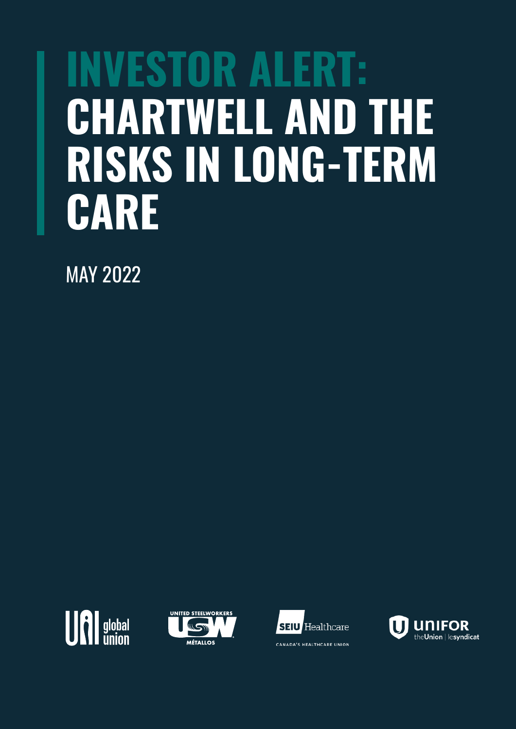# INVESTOR ALERT: CHARTWELL AND THE RISKS IN LONG-TERM CARE

MAY 2022

UNI global union

UNITED STEELWORKERS USW MÉTALLOS

SEIU Healthcare CANADA'S HEALTHCARE UNION

UNIFOR theUnion | lesyndicat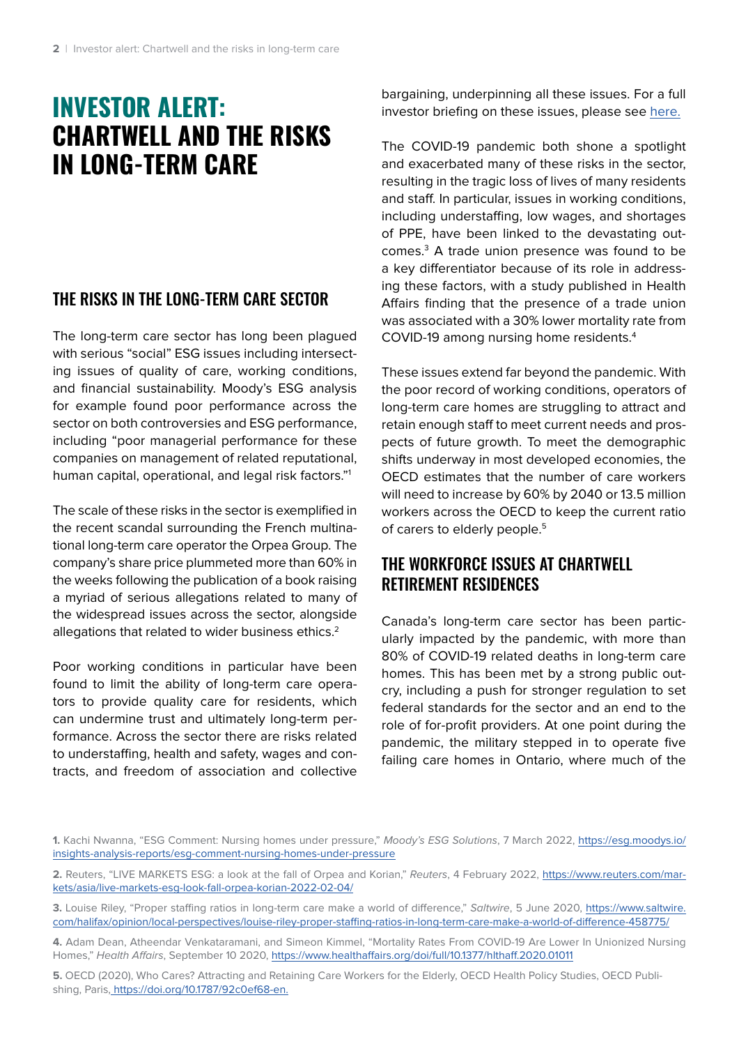# INVESTOR ALERT: CHARTWELL AND THE RISKS IN LONG-TERM CARE

## THE RISKS IN THE LONG-TERM CARE SECTOR

The long-term care sector has long been plagued with serious "social" ESG issues including intersecting issues of quality of care, working conditions, and financial sustainability. Moody's ESG analysis for example found poor performance across the sector on both controversies and ESG performance, including "poor managerial performance for these companies on management of related reputational, human capital, operational, and legal risk factors."[1]

The scale of these risks in the sector is exemplified in the recent scandal surrounding the French multinational long-term care operator the Orpea Group. The company's share price plummeted more than 60% in the weeks following the publication of a book raising a myriad of serious allegations related to many of the widespread issues across the sector, alongside allegations that related to wider business ethics.[2]

Poor working conditions in particular have been found to limit the ability of long-term care operators to provide quality care for residents, which can undermine trust and ultimately long-term performance. Across the sector there are risks related to understaffing, health and safety, wages and contracts, and freedom of association and collective bargaining, underpinning all these issues. For a full investor briefing on these issues, please see here.

The COVID-19 pandemic both shone a spotlight and exacerbated many of these risks in the sector, resulting in the tragic loss of lives of many residents and staff. In particular, issues in working conditions, including understaffing, low wages, and shortages of PPE, have been linked to the devastating outcomes.[3] A trade union presence was found to be a key differentiator because of its role in addressing these factors, with a study published in Health Affairs finding that the presence of a trade union was associated with a 30% lower mortality rate from COVID-19 among nursing home residents.[4]

These issues extend far beyond the pandemic. With the poor record of working conditions, operators of long-term care homes are struggling to attract and retain enough staff to meet current needs and prospects of future growth. To meet the demographic shifts underway in most developed economies, the OECD estimates that the number of care workers will need to increase by 60% by 2040 or 13.5 million workers across the OECD to keep the current ratio of carers to elderly people.[5]

## THE WORKFORCE ISSUES AT CHARTWELL RETIREMENT RESIDENCES

Canada's long-term care sector has been particularly impacted by the pandemic, with more than 80% of COVID-19 related deaths in long-term care homes. This has been met by a strong public outcry, including a push for stronger regulation to set federal standards for the sector and an end to the role of for-profit providers. At one point during the pandemic, the military stepped in to operate five failing care homes in Ontario, where much of the

---

**1.** Kachi Nwanna, "ESG Comment: Nursing homes under pressure," *Moody's ESG Solutions*, 7 March 2022, https://esg.moodys.io/insights-analysis-reports/esg-comment-nursing-homes-under-pressure

**2.** Reuters, "LIVE MARKETS ESG: a look at the fall of Orpea and Korian," *Reuters*, 4 February 2022, https://www.reuters.com/markets/asia/live-markets-esg-look-fall-orpea-korian-2022-02-04/

**3.** Louise Riley, "Proper staffing ratios in long-term care make a world of difference," *Saltwire*, 5 June 2020, https://www.saltwire.com/halifax/opinion/local-perspectives/louise-riley-proper-staffing-ratios-in-long-term-care-make-a-world-of-difference-458775/

**4.** Adam Dean, Atheendar Venkataramani, and Simeon Kimmel, "Mortality Rates From COVID-19 Are Lower In Unionized Nursing Homes," *Health Affairs*, September 10 2020, https://www.healthaffairs.org/doi/full/10.1377/hlthaff.2020.01011

**5.** OECD (2020), Who Cares? Attracting and Retaining Care Workers for the Elderly, OECD Health Policy Studies, OECD Publishing, Paris, https://doi.org/10.1787/92c0ef68-en.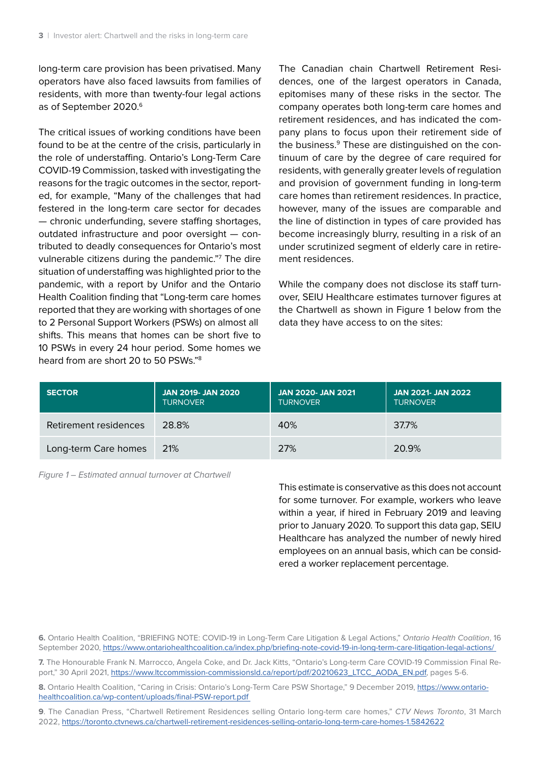long-term care provision has been privatised. Many operators have also faced lawsuits from families of residents, with more than twenty-four legal actions as of September 2020.[6]

The critical issues of working conditions have been found to be at the centre of the crisis, particularly in the role of understaffing. Ontario's Long-Term Care COVID-19 Commission, tasked with investigating the reasons for the tragic outcomes in the sector, reported, for example, "Many of the challenges that had festered in the long-term care sector for decades — chronic underfunding, severe staffing shortages, outdated infrastructure and poor oversight — contributed to deadly consequences for Ontario's most vulnerable citizens during the pandemic."[7] The dire situation of understaffing was highlighted prior to the pandemic, with a report by Unifor and the Ontario Health Coalition finding that "Long-term care homes reported that they are working with shortages of one to 2 Personal Support Workers (PSWs) on almost all shifts. This means that homes can be short five to 10 PSWs in every 24 hour period. Some homes we heard from are short 20 to 50 PSWs."[8]

The Canadian chain Chartwell Retirement Residences, one of the largest operators in Canada, epitomises many of these risks in the sector. The company operates both long-term care homes and retirement residences, and has indicated the company plans to focus upon their retirement side of the business.[9] These are distinguished on the continuum of care by the degree of care required for residents, with generally greater levels of regulation and provision of government funding in long-term care homes than retirement residences. In practice, however, many of the issues are comparable and the line of distinction in types of care provided has become increasingly blurry, resulting in a risk of an under scrutinized segment of elderly care in retirement residences.

While the company does not disclose its staff turnover, SEIU Healthcare estimates turnover figures at the Chartwell as shown in Figure 1 below from the data they have access to on the sites:

| SECTOR | JAN 2019- JAN 2020 TURNOVER | JAN 2020- JAN 2021 TURNOVER | JAN 2021- JAN 2022 TURNOVER |
|---|---|---|---|
| Retirement residences | 28.8% | 40% | 37.7% |
| Long-term Care homes | 21% | 27% | 20.9% |

*Figure 1 – Estimated annual turnover at Chartwell*

This estimate is conservative as this does not account for some turnover. For example, workers who leave within a year, if hired in February 2019 and leaving prior to January 2020. To support this data gap, SEIU Healthcare has analyzed the number of newly hired employees on an annual basis, which can be considered a worker replacement percentage.

**6.** Ontario Health Coalition, "BRIEFING NOTE: COVID-19 in Long-Term Care Litigation & Legal Actions," *Ontario Health Coalition*, 16 September 2020, https://www.ontariohealthcoalition.ca/index.php/briefing-note-covid-19-in-long-term-care-litigation-legal-actions/

**7.** The Honourable Frank N. Marrocco, Angela Coke, and Dr. Jack Kitts, "Ontario's Long-term Care COVID-19 Commission Final Report," 30 April 2021, https://www.ltccommission-commissionsld.ca/report/pdf/20210623_LTCC_AODA_EN.pdf, pages 5-6.

**8.** Ontario Health Coalition, "Caring in Crisis: Ontario's Long-Term Care PSW Shortage," 9 December 2019, https://www.ontariohealthcoalition.ca/wp-content/uploads/final-PSW-report.pdf

**9**. The Canadian Press, "Chartwell Retirement Residences selling Ontario long-term care homes," *CTV News Toronto*, 31 March 2022, https://toronto.ctvnews.ca/chartwell-retirement-residences-selling-ontario-long-term-care-homes-1.5842622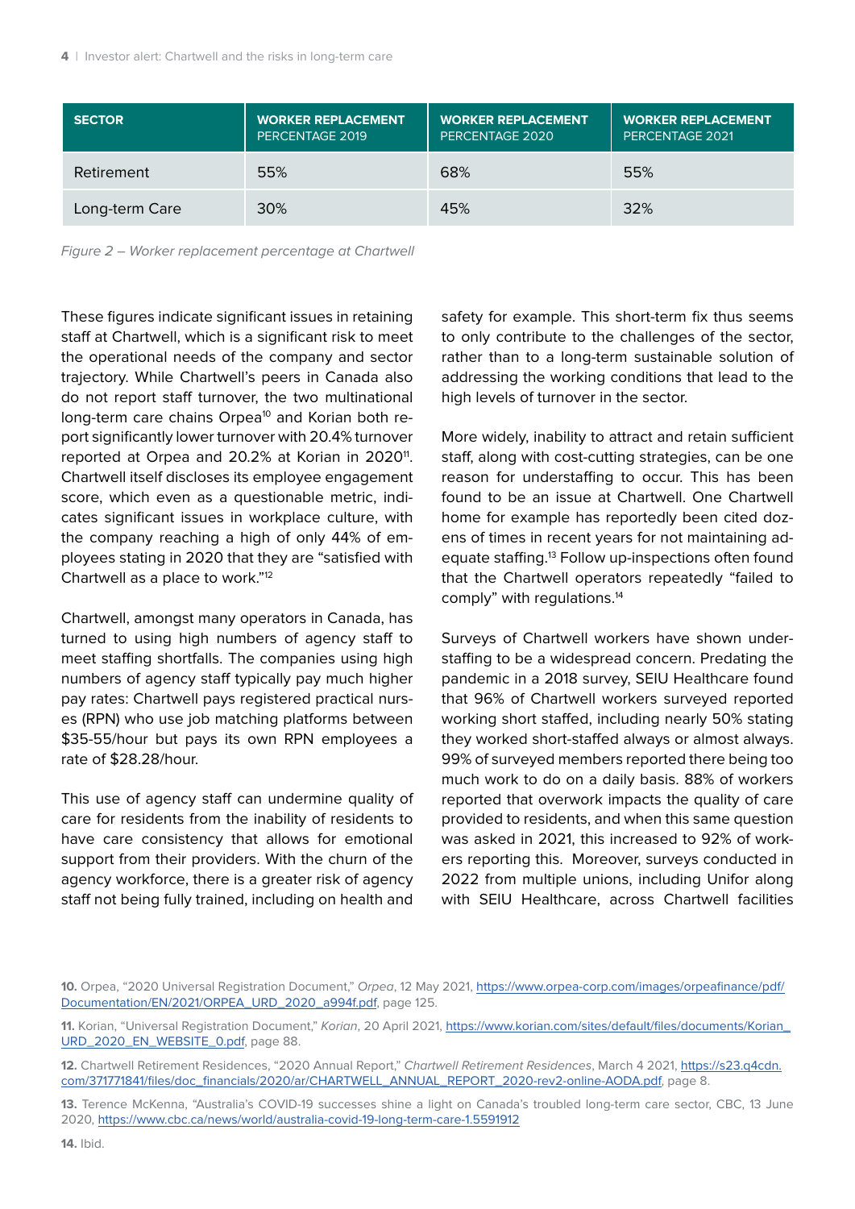| SECTOR | WORKER REPLACEMENT PERCENTAGE 2019 | WORKER REPLACEMENT PERCENTAGE 2020 | WORKER REPLACEMENT PERCENTAGE 2021 |
|---|---|---|---|
| Retirement | 55% | 68% | 55% |
| Long-term Care | 30% | 45% | 32% |

*Figure 2 – Worker replacement percentage at Chartwell*

These figures indicate significant issues in retaining staff at Chartwell, which is a significant risk to meet the operational needs of the company and sector trajectory. While Chartwell's peers in Canada also do not report staff turnover, the two multinational long-term care chains Orpea[10] and Korian both report significantly lower turnover with 20.4% turnover reported at Orpea and 20.2% at Korian in 2020[11]. Chartwell itself discloses its employee engagement score, which even as a questionable metric, indicates significant issues in workplace culture, with the company reaching a high of only 44% of employees stating in 2020 that they are "satisfied with Chartwell as a place to work."[12]

Chartwell, amongst many operators in Canada, has turned to using high numbers of agency staff to meet staffing shortfalls. The companies using high numbers of agency staff typically pay much higher pay rates: Chartwell pays registered practical nurses (RPN) who use job matching platforms between $35-55/hour but pays its own RPN employees a rate of $28.28/hour.

This use of agency staff can undermine quality of care for residents from the inability of residents to have care consistency that allows for emotional support from their providers. With the churn of the agency workforce, there is a greater risk of agency staff not being fully trained, including on health and safety for example. This short-term fix thus seems to only contribute to the challenges of the sector, rather than to a long-term sustainable solution of addressing the working conditions that lead to the high levels of turnover in the sector.

More widely, inability to attract and retain sufficient staff, along with cost-cutting strategies, can be one reason for understaffing to occur. This has been found to be an issue at Chartwell. One Chartwell home for example has reportedly been cited dozens of times in recent years for not maintaining adequate staffing.[13] Follow up-inspections often found that the Chartwell operators repeatedly "failed to comply" with regulations.[14]

Surveys of Chartwell workers have shown understaffing to be a widespread concern. Predating the pandemic in a 2018 survey, SEIU Healthcare found that 96% of Chartwell workers surveyed reported working short staffed, including nearly 50% stating they worked short-staffed always or almost always. 99% of surveyed members reported there being too much work to do on a daily basis. 88% of workers reported that overwork impacts the quality of care provided to residents, and when this same question was asked in 2021, this increased to 92% of workers reporting this. Moreover, surveys conducted in 2022 from multiple unions, including Unifor along with SEIU Healthcare, across Chartwell facilities

**10.** Orpea, "2020 Universal Registration Document," *Orpea*, 12 May 2021, https://www.orpea-corp.com/images/orpeafinance/pdf/Documentation/EN/2021/ORPEA_URD_2020_a994f.pdf, page 125.

**11.** Korian, "Universal Registration Document," *Korian*, 20 April 2021, https://www.korian.com/sites/default/files/documents/Korian_URD_2020_EN_WEBSITE_0.pdf, page 88.

**12.** Chartwell Retirement Residences, "2020 Annual Report," *Chartwell Retirement Residences*, March 4 2021, https://s23.q4cdn.com/371771841/files/doc_financials/2020/ar/CHARTWELL_ANNUAL_REPORT_2020-rev2-online-AODA.pdf, page 8.

**13.** Terence McKenna, "Australia's COVID-19 successes shine a light on Canada's troubled long-term care sector, CBC, 13 June 2020, https://www.cbc.ca/news/world/australia-covid-19-long-term-care-1.5591912

**14.** Ibid.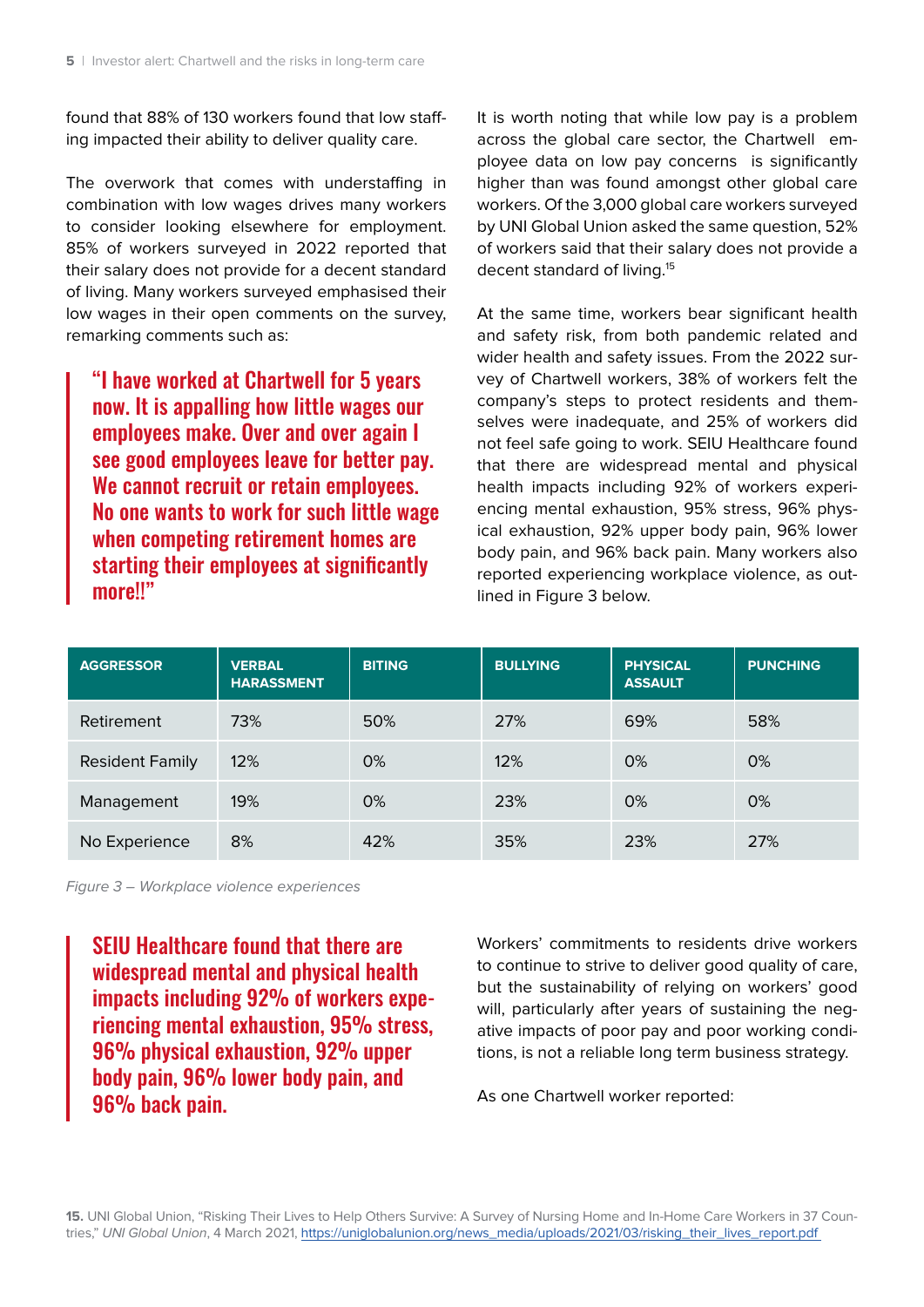found that 88% of 130 workers found that low staffing impacted their ability to deliver quality care.

The overwork that comes with understaffing in combination with low wages drives many workers to consider looking elsewhere for employment. 85% of workers surveyed in 2022 reported that their salary does not provide for a decent standard of living. Many workers surveyed emphasised their low wages in their open comments on the survey, remarking comments such as:

> **"I have worked at Chartwell for 5 years now. It is appalling how little wages our employees make. Over and over again I see good employees leave for better pay. We cannot recruit or retain employees. No one wants to work for such little wage when competing retirement homes are starting their employees at significantly more!!"**

It is worth noting that while low pay is a problem across the global care sector, the Chartwell employee data on low pay concerns is significantly higher than was found amongst other global care workers. Of the 3,000 global care workers surveyed by UNI Global Union asked the same question, 52% of workers said that their salary does not provide a decent standard of living.[15]

At the same time, workers bear significant health and safety risk, from both pandemic related and wider health and safety issues. From the 2022 survey of Chartwell workers, 38% of workers felt the company's steps to protect residents and themselves were inadequate, and 25% of workers did not feel safe going to work. SEIU Healthcare found that there are widespread mental and physical health impacts including 92% of workers experiencing mental exhaustion, 95% stress, 96% physical exhaustion, 92% upper body pain, 96% lower body pain, and 96% back pain. Many workers also reported experiencing workplace violence, as outlined in Figure 3 below.

| AGGRESSOR | VERBAL HARASSMENT | BITING | BULLYING | PHYSICAL ASSAULT | PUNCHING |
|---|---|---|---|---|---|
| Retirement | 73% | 50% | 27% | 69% | 58% |
| Resident Family | 12% | 0% | 12% | 0% | 0% |
| Management | 19% | 0% | 23% | 0% | 0% |
| No Experience | 8% | 42% | 35% | 23% | 27% |

*Figure 3 – Workplace violence experiences*

> **SEIU Healthcare found that there are widespread mental and physical health impacts including 92% of workers experiencing mental exhaustion, 95% stress, 96% physical exhaustion, 92% upper body pain, 96% lower body pain, and 96% back pain.**

Workers' commitments to residents drive workers to continue to strive to deliver good quality of care, but the sustainability of relying on workers' good will, particularly after years of sustaining the negative impacts of poor pay and poor working conditions, is not a reliable long term business strategy.

As one Chartwell worker reported:

**15.** UNI Global Union, "Risking Their Lives to Help Others Survive: A Survey of Nursing Home and In-Home Care Workers in 37 Countries," *UNI Global Union*, 4 March 2021, https://uniglobalunion.org/news_media/uploads/2021/03/risking_their_lives_report.pdf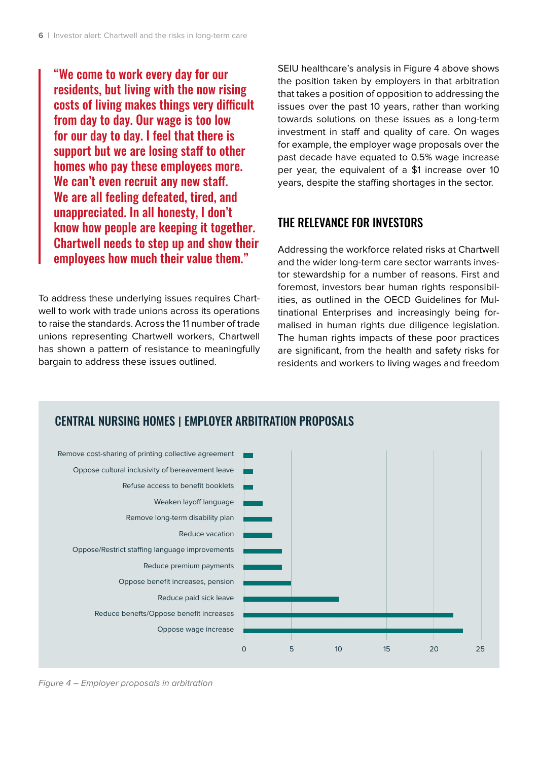> **"We come to work every day for our residents, but living with the now rising costs of living makes things very difficult from day to day. Our wage is too low for our day to day. I feel that there is support but we are losing staff to other homes who pay these employees more. We can't even recruit any new staff. We are all feeling defeated, tired, and unappreciated. In all honesty, I don't know how people are keeping it together. Chartwell needs to step up and show their employees how much their value them."**

To address these underlying issues requires Chartwell to work with trade unions across its operations to raise the standards. Across the 11 number of trade unions representing Chartwell workers, Chartwell has shown a pattern of resistance to meaningfully bargain to address these issues outlined.

SEIU healthcare's analysis in Figure 4 above shows the position taken by employers in that arbitration that takes a position of opposition to addressing the issues over the past 10 years, rather than working towards solutions on these issues as a long-term investment in staff and quality of care. On wages for example, the employer wage proposals over the past decade have equated to 0.5% wage increase per year, the equivalent of a $1 increase over 10 years, despite the staffing shortages in the sector.

## THE RELEVANCE FOR INVESTORS

Addressing the workforce related risks at Chartwell and the wider long-term care sector warrants investor stewardship for a number of reasons. First and foremost, investors bear human rights responsibilities, as outlined in the OECD Guidelines for Multinational Enterprises and increasingly being formalised in human rights due diligence legislation. The human rights impacts of these poor practices are significant, from the health and safety risks for residents and workers to living wages and freedom

### CENTRAL NURSING HOMES | EMPLOYER ARBITRATION PROPOSALS

| Proposal | Count (approx.) |
|---|---|
| Remove cost-sharing of printing collective agreement | 1 |
| Oppose cultural inclusivity of bereavement leave | 1 |
| Refuse access to benefit booklets | 1 |
| Weaken layoff language | 2 |
| Remove long-term disability plan | 3 |
| Reduce vacation | 3 |
| Oppose/Restrict staffing language improvements | 4 |
| Reduce premium payments | 4 |
| Oppose benefit increases, pension | 5 |
| Reduce paid sick leave | 10 |
| Reduce benefts/Oppose benefit increases | 22 |
| Oppose wage increase | 23 |

*Figure 4 – Employer proposals in arbitration*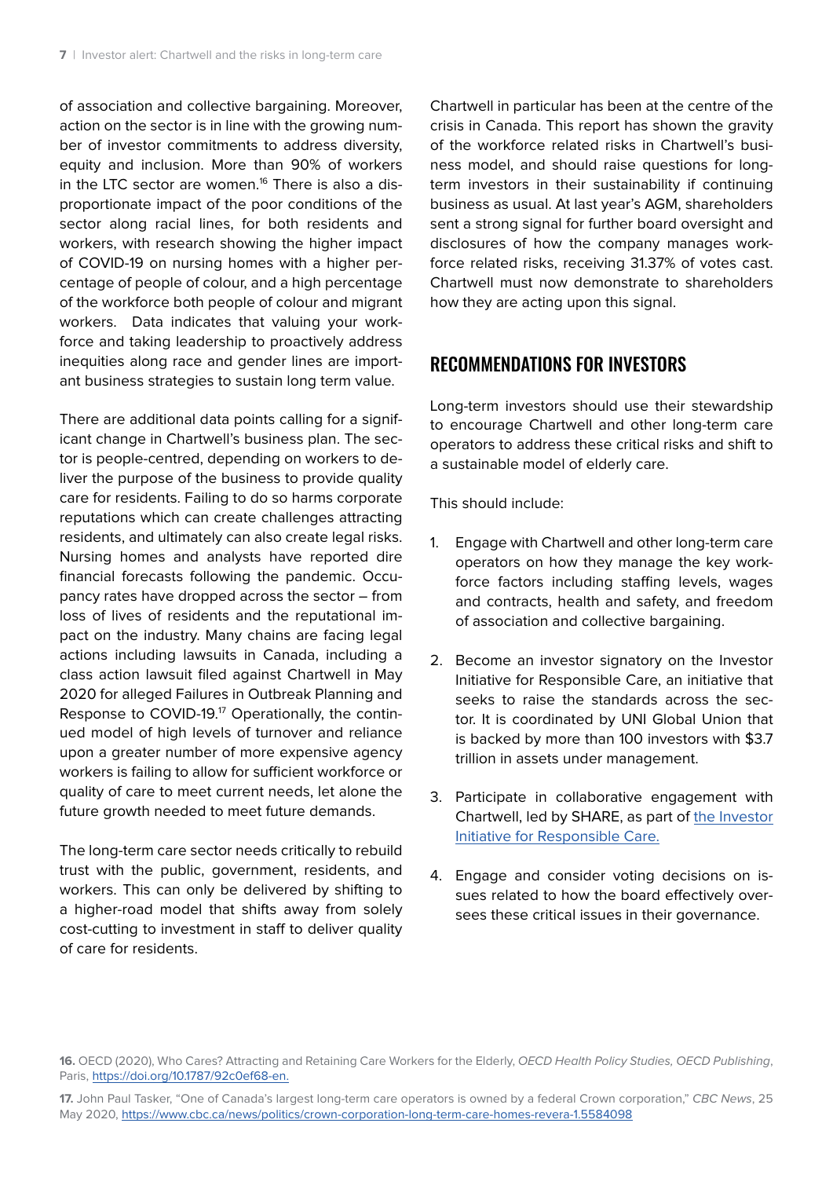of association and collective bargaining. Moreover, action on the sector is in line with the growing number of investor commitments to address diversity, equity and inclusion. More than 90% of workers in the LTC sector are women.[16] There is also a disproportionate impact of the poor conditions of the sector along racial lines, for both residents and workers, with research showing the higher impact of COVID-19 on nursing homes with a higher percentage of people of colour, and a high percentage of the workforce both people of colour and migrant workers. Data indicates that valuing your workforce and taking leadership to proactively address inequities along race and gender lines are important business strategies to sustain long term value.

There are additional data points calling for a significant change in Chartwell's business plan. The sector is people-centred, depending on workers to deliver the purpose of the business to provide quality care for residents. Failing to do so harms corporate reputations which can create challenges attracting residents, and ultimately can also create legal risks. Nursing homes and analysts have reported dire financial forecasts following the pandemic. Occupancy rates have dropped across the sector – from loss of lives of residents and the reputational impact on the industry. Many chains are facing legal actions including lawsuits in Canada, including a class action lawsuit filed against Chartwell in May 2020 for alleged Failures in Outbreak Planning and Response to COVID-19.[17] Operationally, the continued model of high levels of turnover and reliance upon a greater number of more expensive agency workers is failing to allow for sufficient workforce or quality of care to meet current needs, let alone the future growth needed to meet future demands.

The long-term care sector needs critically to rebuild trust with the public, government, residents, and workers. This can only be delivered by shifting to a higher-road model that shifts away from solely cost-cutting to investment in staff to deliver quality of care for residents.

Chartwell in particular has been at the centre of the crisis in Canada. This report has shown the gravity of the workforce related risks in Chartwell's business model, and should raise questions for long-term investors in their sustainability if continuing business as usual. At last year's AGM, shareholders sent a strong signal for further board oversight and disclosures of how the company manages workforce related risks, receiving 31.37% of votes cast. Chartwell must now demonstrate to shareholders how they are acting upon this signal.

## RECOMMENDATIONS FOR INVESTORS

Long-term investors should use their stewardship to encourage Chartwell and other long-term care operators to address these critical risks and shift to a sustainable model of elderly care.

This should include:

1. Engage with Chartwell and other long-term care operators on how they manage the key workforce factors including staffing levels, wages and contracts, health and safety, and freedom of association and collective bargaining.

2. Become an investor signatory on the Investor Initiative for Responsible Care, an initiative that seeks to raise the standards across the sector. It is coordinated by UNI Global Union that is backed by more than 100 investors with $3.7 trillion in assets under management.

3. Participate in collaborative engagement with Chartwell, led by SHARE, as part of the Investor Initiative for Responsible Care.

4. Engage and consider voting decisions on issues related to how the board effectively oversees these critical issues in their governance.

**16.** OECD (2020), Who Cares? Attracting and Retaining Care Workers for the Elderly, *OECD Health Policy Studies, OECD Publishing*, Paris, https://doi.org/10.1787/92c0ef68-en.

**17.** John Paul Tasker, "One of Canada's largest long-term care operators is owned by a federal Crown corporation," *CBC News*, 25 May 2020, https://www.cbc.ca/news/politics/crown-corporation-long-term-care-homes-revera-1.5584098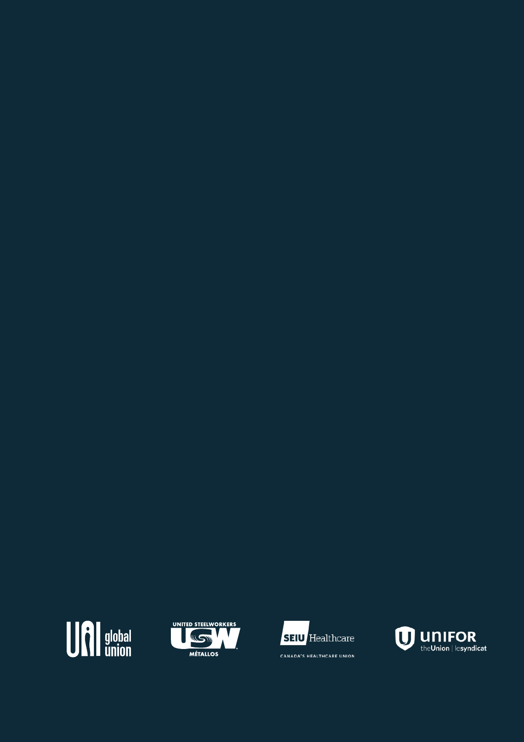global union

UNITED STEELWORKERS

USW

MÉTALLOS

SEIU Healthcare

CANADA'S HEALTHCARE UNION

UNIFOR

theUnion | lesyndicat